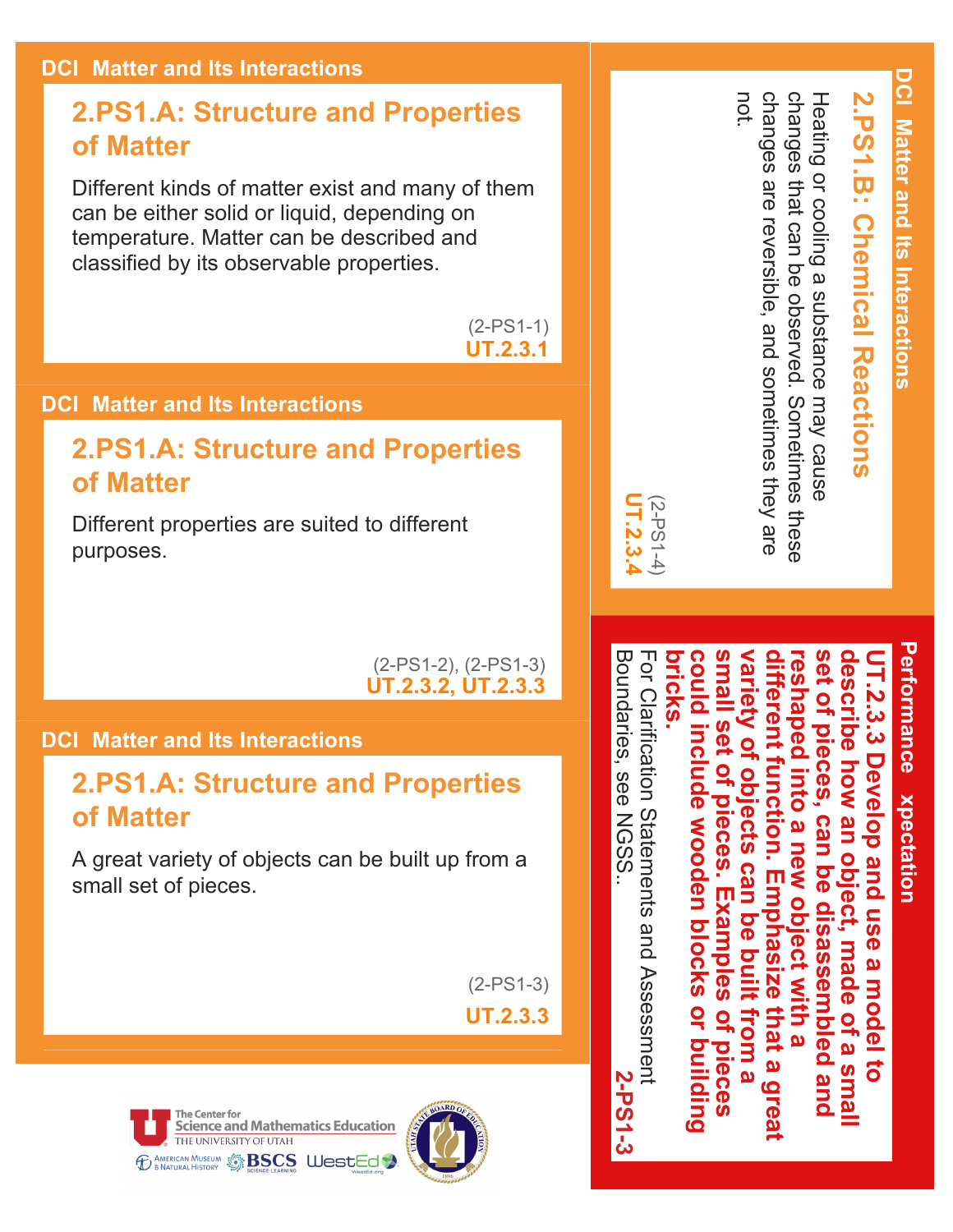DCI Matter and Its Interactions

## 2.PS1.A: Structure and Properties of Matter

Different kinds of matter exist and many of them can be either solid or liquid, depending on temperature. Matter can be described and classified by its observable properties.

(2-PS1-1)
**UT.2.3.1**

DCI Matter and Its Interactions

## 2.PS1.A: Structure and Properties of Matter

Different properties are suited to different purposes.

(2-PS1-2), (2-PS1-3)
**UT.2.3.2, UT.2.3.3**

DCI Matter and Its Interactions

## 2.PS1.A: Structure and Properties of Matter

A great variety of objects can be built up from a small set of pieces.

(2-PS1-3)
**UT.2.3.3**

DCI Matter and Its Interactions

## 2.PS1.B: Chemical Reactions

Heating or cooling a substance may cause changes that can be observed. Sometimes these changes are reversible, and sometimes they are not.

(2-PS1-4)
**UT.2.3.4**

Performance xpectation

**UT.2.3.3 Develop and use a model to describe how an object, made of a small set of pieces, can be disassembled and reshaped into a new object with a different function. Emphasize that a great variety of objects can be built from a small set of pieces. Examples of pieces could include wooden blocks or building bricks.**

For Clarification Statements and Assessment Boundaries, see NGSS..

**2-PS1-3**

The Center for Science and Mathematics Education, The University of Utah
American Museum of Natural History · BSCS Science Learning · WestEd · Utah State Board of Education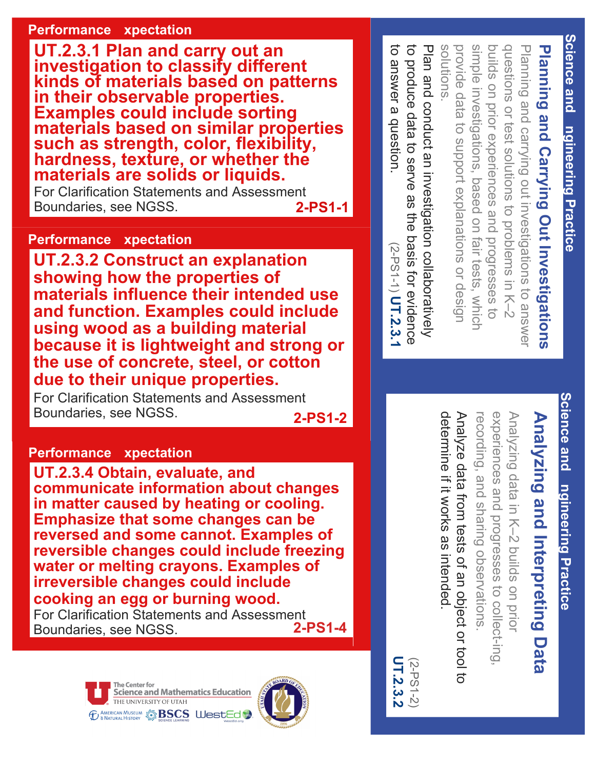## Performance xpectation

**UT.2.3.1 Plan and carry out an investigation to classify different kinds of materials based on patterns in their observable properties. Examples could include sorting materials based on similar properties such as strength, color, flexibility, hardness, texture, or whether the materials are solids or liquids.**

For Clarification Statements and Assessment Boundaries, see NGSS. **2-PS1-1**

## Performance xpectation

**UT.2.3.2 Construct an explanation showing how the properties of materials influence their intended use and function. Examples could include using wood as a building material because it is lightweight and strong or the use of concrete, steel, or cotton due to their unique properties.**

For Clarification Statements and Assessment Boundaries, see NGSS. **2-PS1-2**

## Performance xpectation

**UT.2.3.4 Obtain, evaluate, and communicate information about changes in matter caused by heating or cooling. Emphasize that some changes can be reversed and some cannot. Examples of reversible changes could include freezing water or melting crayons. Examples of irreversible changes could include cooking an egg or burning wood.**

For Clarification Statements and Assessment Boundaries, see NGSS. **2-PS1-4**

## Science and ngineering Practice

### Planning and Carrying Out Investigations

Planning and carrying out investigations to answer questions or test solutions to problems in K–2 builds on prior experiences and progresses to simple investigations, based on fair tests, which provide data to support explanations or design solutions.

Plan and conduct an investigation collaboratively to produce data to serve as the basis for evidence to answer a question. (2-PS1-1) **UT.2.3.1**

## Science and ngineering Practice

### Analyzing and Interpreting Data

Analyzing data in K–2 builds on prior experiences and progresses to collect-ing, recording, and sharing observations.

Analyze data from tests of an object or tool to determine if it works as intended. (2-PS1-2) **UT.2.3.2**

The Center for Science and Mathematics Education, The University of Utah · American Museum of Natural History · BSCS Science Learning · WestEd · Utah State Board of Education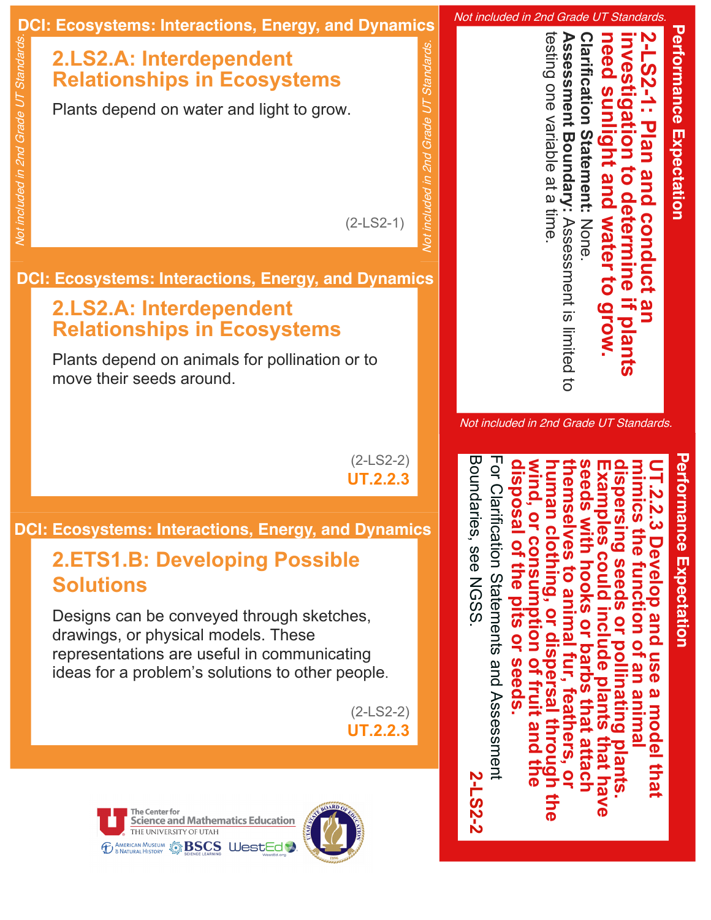## DCI: Ecosystems: Interactions, Energy, and Dynamics

*Not included in 2nd Grade UT Standards.*

### 2.LS2.A: Interdependent Relationships in Ecosystems

Plants depend on water and light to grow.

(2-LS2-1)

*Not included in 2nd Grade UT Standards.*

## DCI: Ecosystems: Interactions, Energy, and Dynamics

### 2.LS2.A: Interdependent Relationships in Ecosystems

Plants depend on animals for pollination or to move their seeds around.

(2-LS2-2)
**UT.2.2.3**

## DCI: Ecosystems: Interactions, Energy, and Dynamics

### 2.ETS1.B: Developing Possible Solutions

Designs can be conveyed through sketches, drawings, or physical models. These representations are useful in communicating ideas for a problem's solutions to other people.

(2-LS2-2)
**UT.2.2.3**

## Performance Expectation

*Not included in 2nd Grade UT Standards.*

**2-LS2-1: Plan and conduct an investigation to determine if plants need sunlight and water to grow.**

**Clarification Statement:** None.

**Assessment Boundary:** Assessment is limited to testing one variable at a time.

*Not included in 2nd Grade UT Standards.*

## Performance Expectation

**UT.2.2.3 Develop and use a model that mimics the function of an animal dispersing seeds or pollinating plants. Examples could include plants that have seeds with hooks or barbs that attach themselves to animal fur, feathers, or human clothing, or dispersal through the wind, or consumption of fruit and the disposal of the pits or seeds.**

For Clarification Statements and Assessment Boundaries, see NGSS.

**2-LS2-2**

The Center for Science and Mathematics Education, The University of Utah
American Museum of Natural History · BSCS Science Learning · WestEd · Utah State Board of Education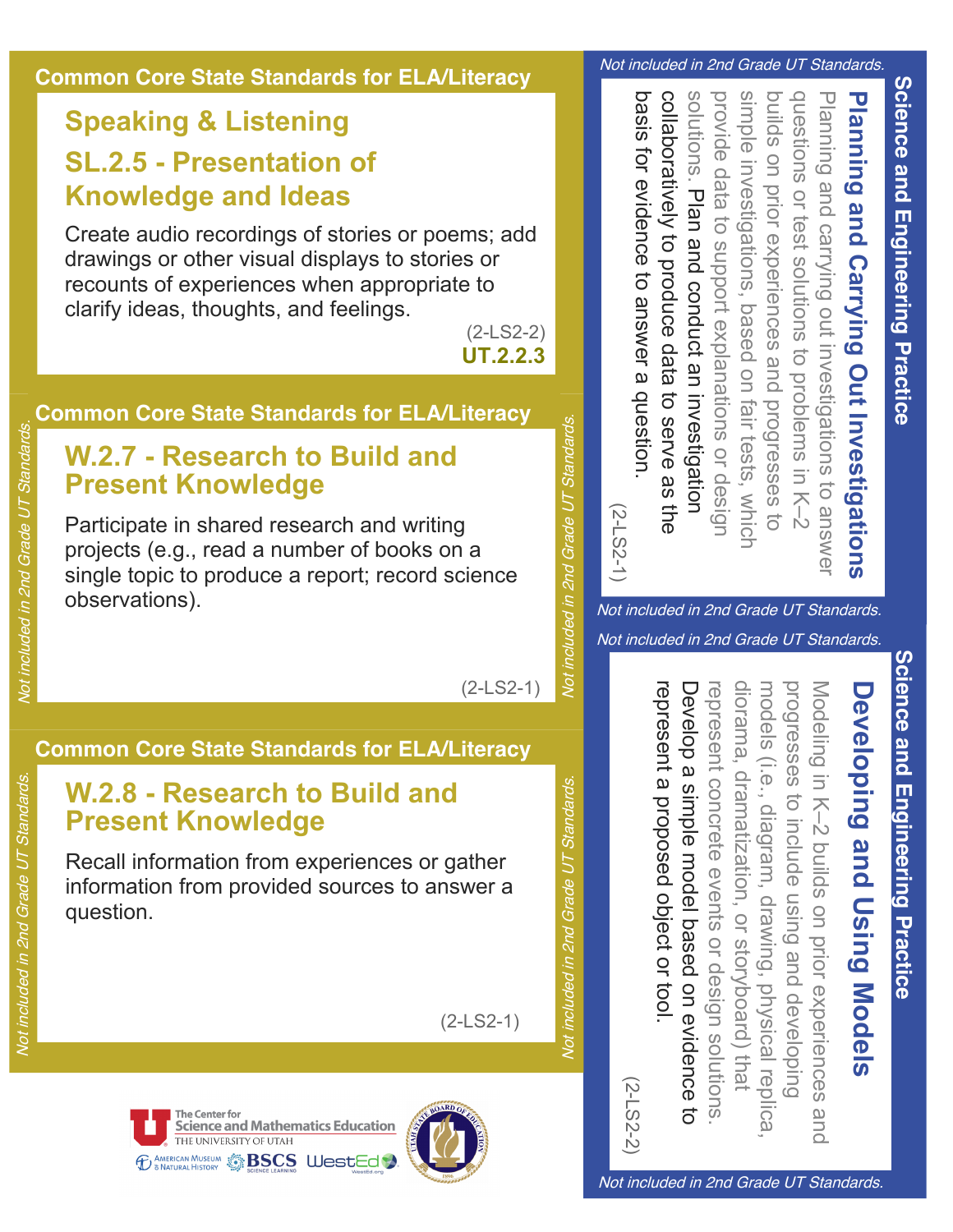## Common Core State Standards for ELA/Literacy

### Speaking & Listening

### SL.2.5 - Presentation of Knowledge and Ideas

Create audio recordings of stories or poems; add drawings or other visual displays to stories or recounts of experiences when appropriate to clarify ideas, thoughts, and feelings.

(2-LS2-2)
**UT.2.2.3**

## Common Core State Standards for ELA/Literacy

*Not included in 2nd Grade UT Standards.*

### W.2.7 - Research to Build and Present Knowledge

Participate in shared research and writing projects (e.g., read a number of books on a single topic to produce a report; record science observations).

(2-LS2-1)

## Common Core State Standards for ELA/Literacy

*Not included in 2nd Grade UT Standards.*

### W.2.8 - Research to Build and Present Knowledge

Recall information from experiences or gather information from provided sources to answer a question.

(2-LS2-1)

## Science and Engineering Practice

*Not included in 2nd Grade UT Standards.*

### Planning and Carrying Out Investigations

Planning and carrying out investigations to answer questions or test solutions to problems in K–2 builds on prior experiences and progresses to simple investigations, based on fair tests, which provide data to support explanations or design solutions. Plan and conduct an investigation collaboratively to produce data to serve as the basis for evidence to answer a question.

(2-LS2-1)

## Science and Engineering Practice

*Not included in 2nd Grade UT Standards.*

### Developing and Using Models

Modeling in K–2 builds on prior experiences and progresses to include using and developing models (i.e., diagram, drawing, physical replica, diorama, dramatization, or storyboard) that represent concrete events or design solutions. Develop a simple model based on evidence to represent a proposed object or tool.

(2-LS2-2)

The Center for Science and Mathematics Education, The University of Utah
American Museum of Natural History | BSCS Science Learning | WestEd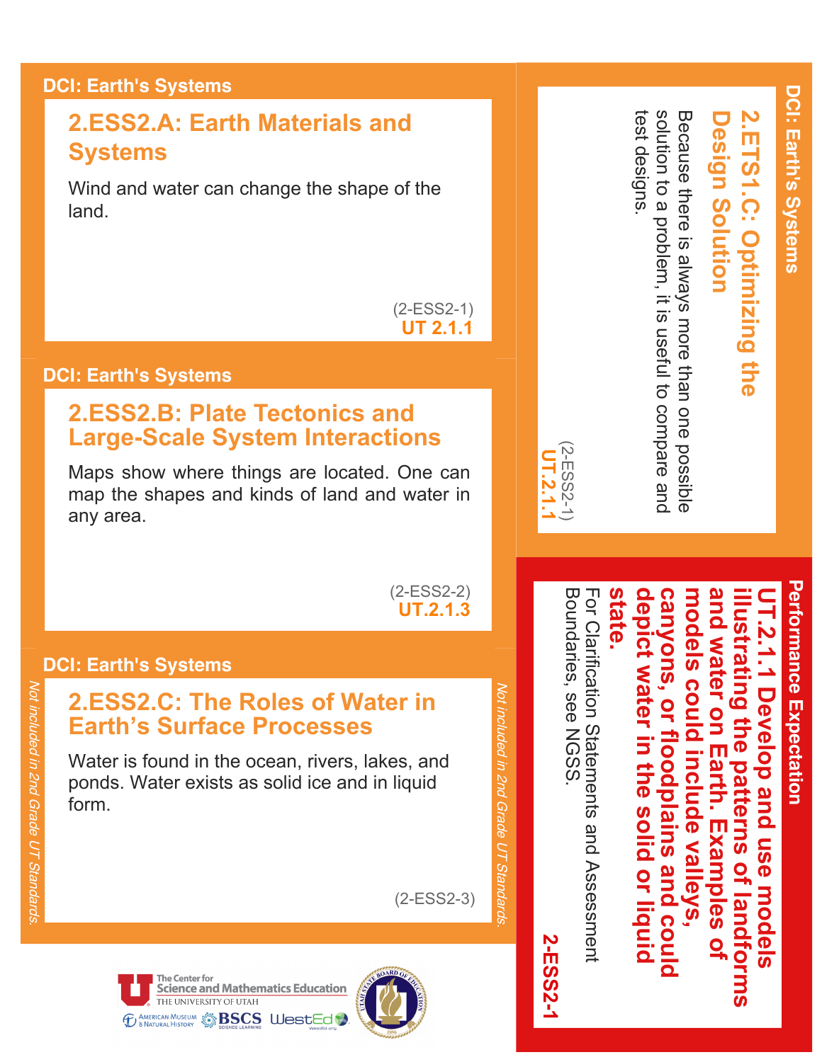**DCI: Earth's Systems**

### 2.ESS2.A: Earth Materials and Systems

Wind and water can change the shape of the land.

(2-ESS2-1)
**UT 2.1.1**

**DCI: Earth's Systems**

### 2.ESS2.B: Plate Tectonics and Large-Scale System Interactions

Maps show where things are located. One can map the shapes and kinds of land and water in any area.

(2-ESS2-2)
**UT.2.1.3**

**DCI: Earth's Systems**

### 2.ESS2.C: The Roles of Water in Earth's Surface Processes

Water is found in the ocean, rivers, lakes, and ponds. Water exists as solid ice and in liquid form.

(2-ESS2-3)

*Not included in 2nd Grade UT Standards.*

**DCI: Earth's Systems**

### 2.ETS1.C: Optimizing the Design Solution

Because there is always more than one possible solution to a problem, it is useful to compare and test designs.

(2-ESS2-1)
**UT.2.1.1**

**Performance Expectation**

**UT.2.1.1 Develop and use models illustrating the patterns of landforms and water on Earth. Examples of models could include valleys, canyons, or floodplains and could depict water in the solid or liquid state.**

For Clarification Statements and Assessment Boundaries, see NGSS.

**2-ESS2-1**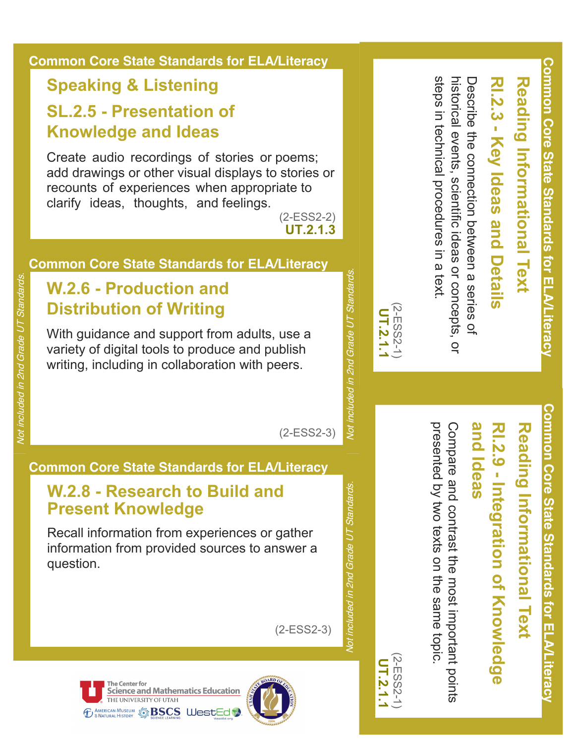## Common Core State Standards for ELA/Literacy

### Speaking & Listening

### SL.2.5 - Presentation of Knowledge and Ideas

Create audio recordings of stories or poems; add drawings or other visual displays to stories or recounts of experiences when appropriate to clarify ideas, thoughts, and feelings.

(2-ESS2-2)
**UT.2.1.3**

## Common Core State Standards for ELA/Literacy

### W.2.6 - Production and Distribution of Writing

With guidance and support from adults, use a variety of digital tools to produce and publish writing, including in collaboration with peers.

(2-ESS2-3)

*Not included in 2nd Grade UT Standards.*

## Common Core State Standards for ELA/Literacy

### W.2.8 - Research to Build and Present Knowledge

Recall information from experiences or gather information from provided sources to answer a question.

(2-ESS2-3)

*Not included in 2nd Grade UT Standards.*

## Common Core State Standards for ELA/Literacy

### Reading Informational Text

### RI.2.3 - Key Ideas and Details

Describe the connection between a series of historical events, scientific ideas or concepts, or steps in technical procedures in a text.

(2-ESS2-1)
**UT.2.1.1**

## Common Core State Standards for ELA/Literacy

### Reading Informational Text

### RI.2.9 - Integration of Knowledge and Ideas

Compare and contrast the most important points presented by two texts on the same topic.

(2-ESS2-1)
**UT.2.1.1**

The Center for Science and Mathematics Education, The University of Utah · American Museum of Natural History · BSCS Science Learning · WestEd · Utah State Board of Education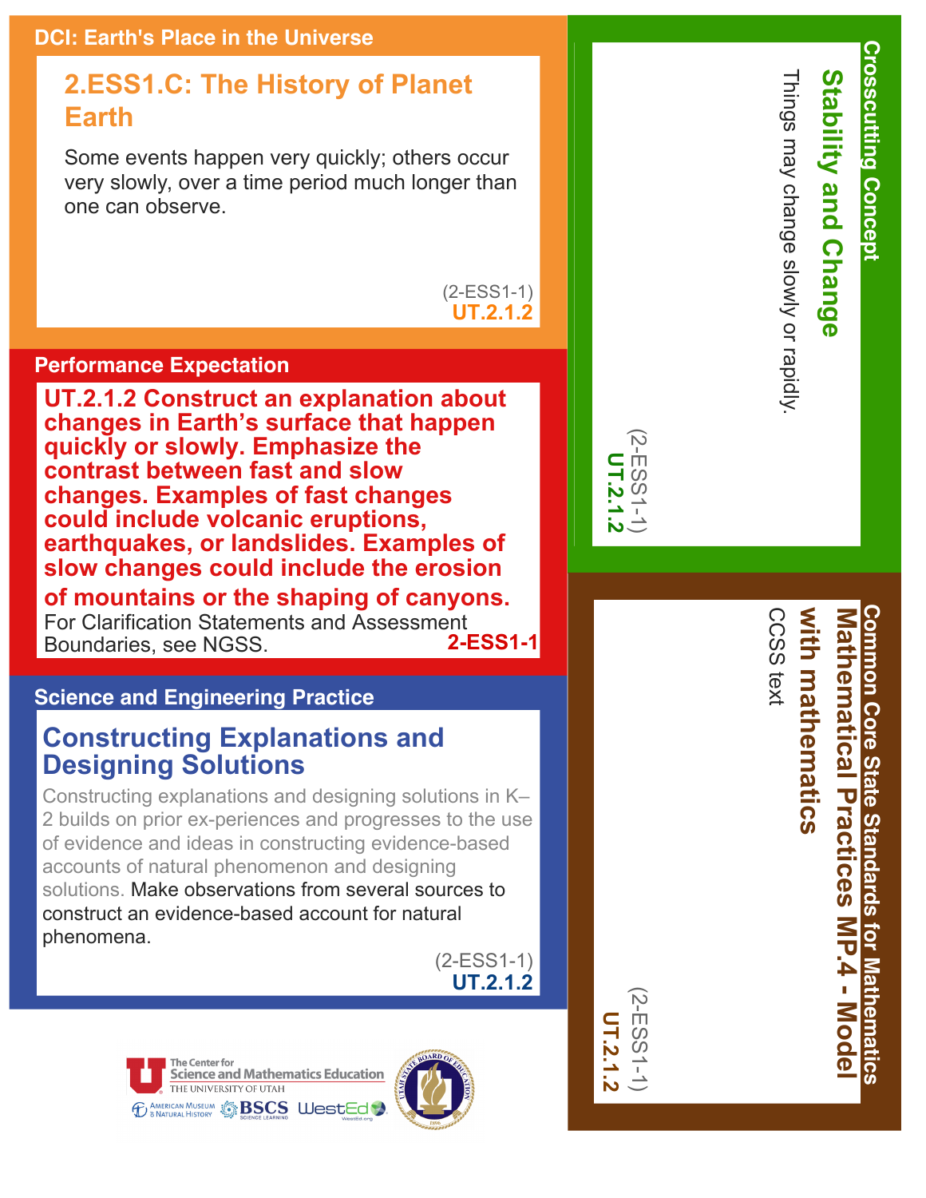## DCI: Earth's Place in the Universe

### 2.ESS1.C: The History of Planet Earth

Some events happen very quickly; others occur very slowly, over a time period much longer than one can observe.

(2-ESS1-1)
**UT.2.1.2**

## Performance Expectation

**UT.2.1.2 Construct an explanation about changes in Earth's surface that happen quickly or slowly. Emphasize the contrast between fast and slow changes. Examples of fast changes could include volcanic eruptions, earthquakes, or landslides. Examples of slow changes could include the erosion of mountains or the shaping of canyons.**

For Clarification Statements and Assessment Boundaries, see NGSS. **2-ESS1-1**

## Science and Engineering Practice

### Constructing Explanations and Designing Solutions

Constructing explanations and designing solutions in K–2 builds on prior ex-periences and progresses to the use of evidence and ideas in constructing evidence-based accounts of natural phenomenon and designing solutions. Make observations from several sources to construct an evidence-based account for natural phenomena.

(2-ESS1-1)
**UT.2.1.2**

## Crosscutting Concept

### Stability and Change

Things may change slowly or rapidly.

(2-ESS1-1)
**UT.2.1.2**

## Common Core State Standards for Mathematics

### Mathematical Practices MP.4 - Model with mathematics

CCSS text

(2-ESS1-1)
**UT.2.1.2**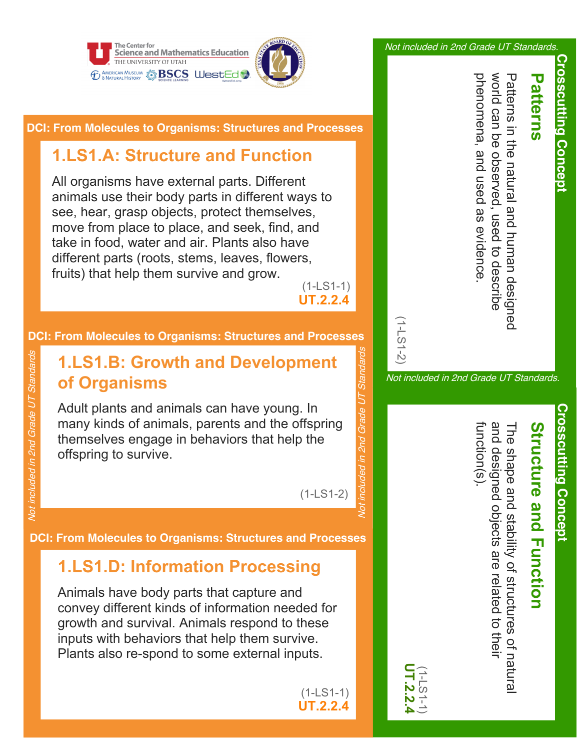The Center for Science and Mathematics Education, THE UNIVERSITY OF UTAH

AMERICAN MUSEUM & NATURAL HISTORY · BSCS SCIENCE LEARNING · WestEd

**DCI: From Molecules to Organisms: Structures and Processes**

## 1.LS1.A: Structure and Function

All organisms have external parts. Different animals use their body parts in different ways to see, hear, grasp objects, protect themselves, move from place to place, and seek, find, and take in food, water and air. Plants also have different parts (roots, stems, leaves, flowers, fruits) that help them survive and grow.

(1-LS1-1)
**UT.2.2.4**

**DCI: From Molecules to Organisms: Structures and Processes**

*Not included in 2nd Grade UT Standards*

## 1.LS1.B: Growth and Development of Organisms

Adult plants and animals can have young. In many kinds of animals, parents and the offspring themselves engage in behaviors that help the offspring to survive.

(1-LS1-2)

*Not included in 2nd Grade UT Standards*

**DCI: From Molecules to Organisms: Structures and Processes**

## 1.LS1.D: Information Processing

Animals have body parts that capture and convey different kinds of information needed for growth and survival. Animals respond to these inputs with behaviors that help them survive. Plants also re-spond to some external inputs.

(1-LS1-1)
**UT.2.2.4**

*Not included in 2nd Grade UT Standards.*

**Crosscutting Concept**

## Patterns

Patterns in the natural and human designed world can be observed, used to describe phenomena, and used as evidence.

(1-LS1-2)

*Not included in 2nd Grade UT Standards.*

**Crosscutting Concept**

## Structure and Function

The shape and stability of structures of natural and designed objects are related to their function(s).

(1-LS1-1)
**UT.2.2.4**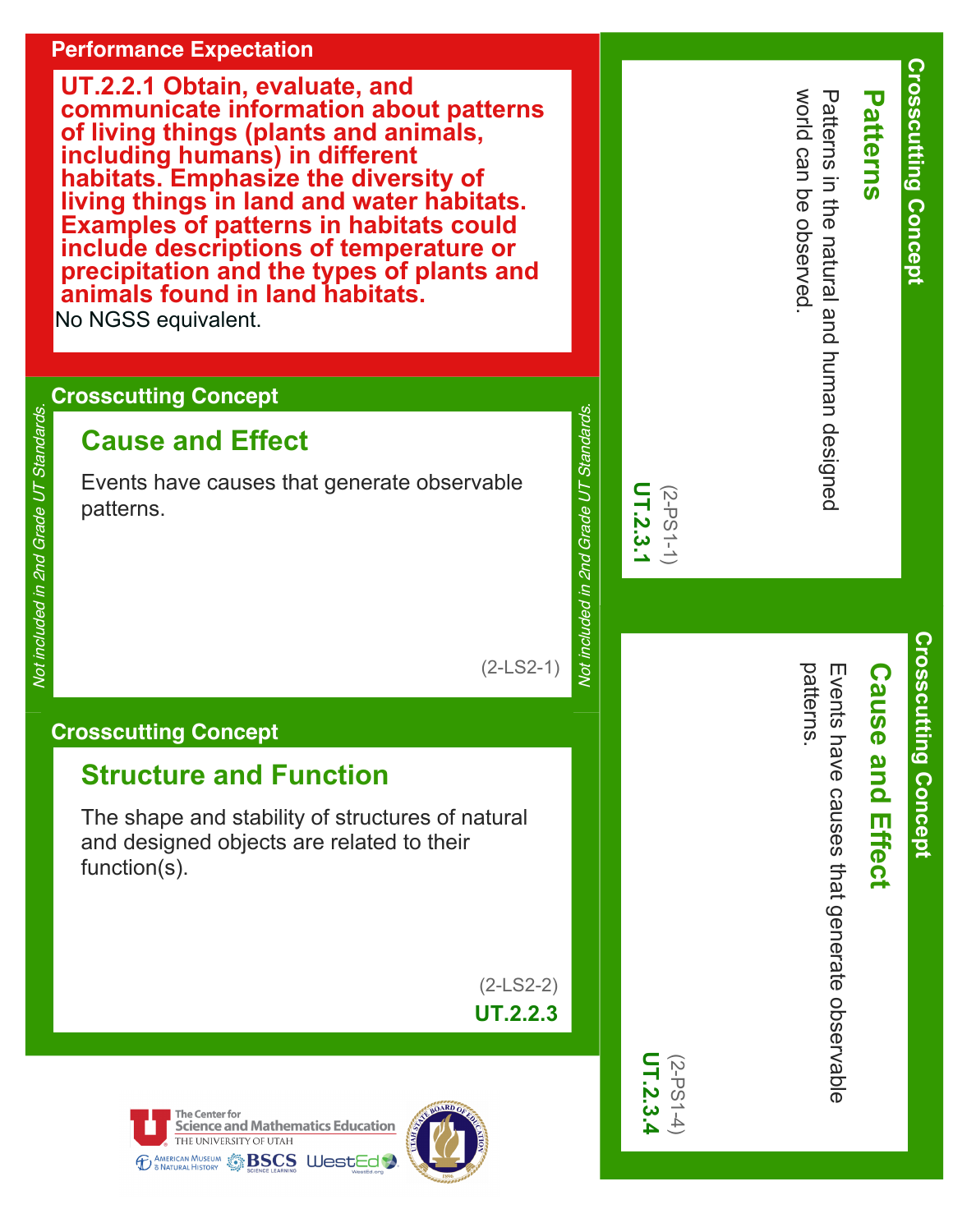## Performance Expectation

**UT.2.2.1 Obtain, evaluate, and communicate information about patterns of living things (plants and animals, including humans) in different habitats. Emphasize the diversity of living things in land and water habitats. Examples of patterns in habitats could include descriptions of temperature or precipitation and the types of plants and animals found in land habitats.**

No NGSS equivalent.

## Crosscutting Concept

### Cause and Effect

Events have causes that generate observable patterns.

(2-LS2-1)

*Not included in 2nd Grade UT Standards.*

## Crosscutting Concept

### Structure and Function

The shape and stability of structures of natural and designed objects are related to their function(s).

(2-LS2-2)

**UT.2.2.3**

## Crosscutting Concept

### Patterns

Patterns in the natural and human designed world can be observed.

(2-PS1-1)

**UT.2.3.1**

## Crosscutting Concept

### Cause and Effect

Events have causes that generate observable patterns.

(2-PS1-4)

**UT.2.3.4**

The Center for Science and Mathematics Education, The University of Utah

American Museum of Natural History · BSCS Science Learning · WestEd

Utah State Board of Education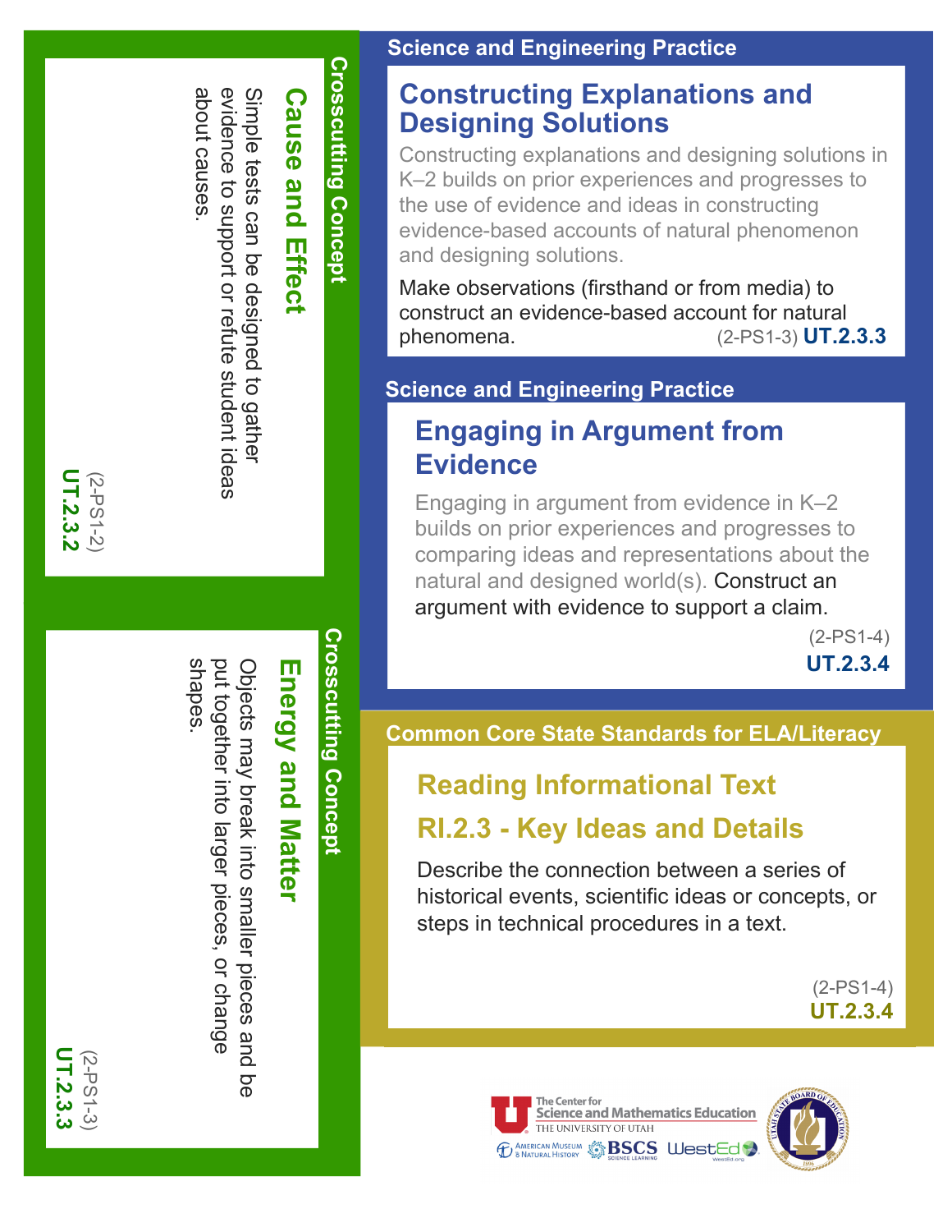## Crosscutting Concept

### Cause and Effect

Simple tests can be designed to gather evidence to support or refute student ideas about causes.

(2-PS1-2)
**UT.2.3.2**

## Crosscutting Concept

### Energy and Matter

Objects may break into smaller pieces and be put together into larger pieces, or change shapes.

(2-PS1-3)
**UT.2.3.3**

## Science and Engineering Practice

### Constructing Explanations and Designing Solutions

Constructing explanations and designing solutions in K–2 builds on prior experiences and progresses to the use of evidence and ideas in constructing evidence-based accounts of natural phenomenon and designing solutions.

Make observations (firsthand or from media) to construct an evidence-based account for natural phenomena. (2-PS1-3) **UT.2.3.3**

## Science and Engineering Practice

### Engaging in Argument from Evidence

Engaging in argument from evidence in K–2 builds on prior experiences and progresses to comparing ideas and representations about the natural and designed world(s). Construct an argument with evidence to support a claim.

(2-PS1-4)
**UT.2.3.4**

## Common Core State Standards for ELA/Literacy

### Reading Informational Text

### RI.2.3 - Key Ideas and Details

Describe the connection between a series of historical events, scientific ideas or concepts, or steps in technical procedures in a text.

(2-PS1-4)
**UT.2.3.4**

The Center for Science and Mathematics Education, The University of Utah
American Museum of Natural History · BSCS Science Learning · WestEd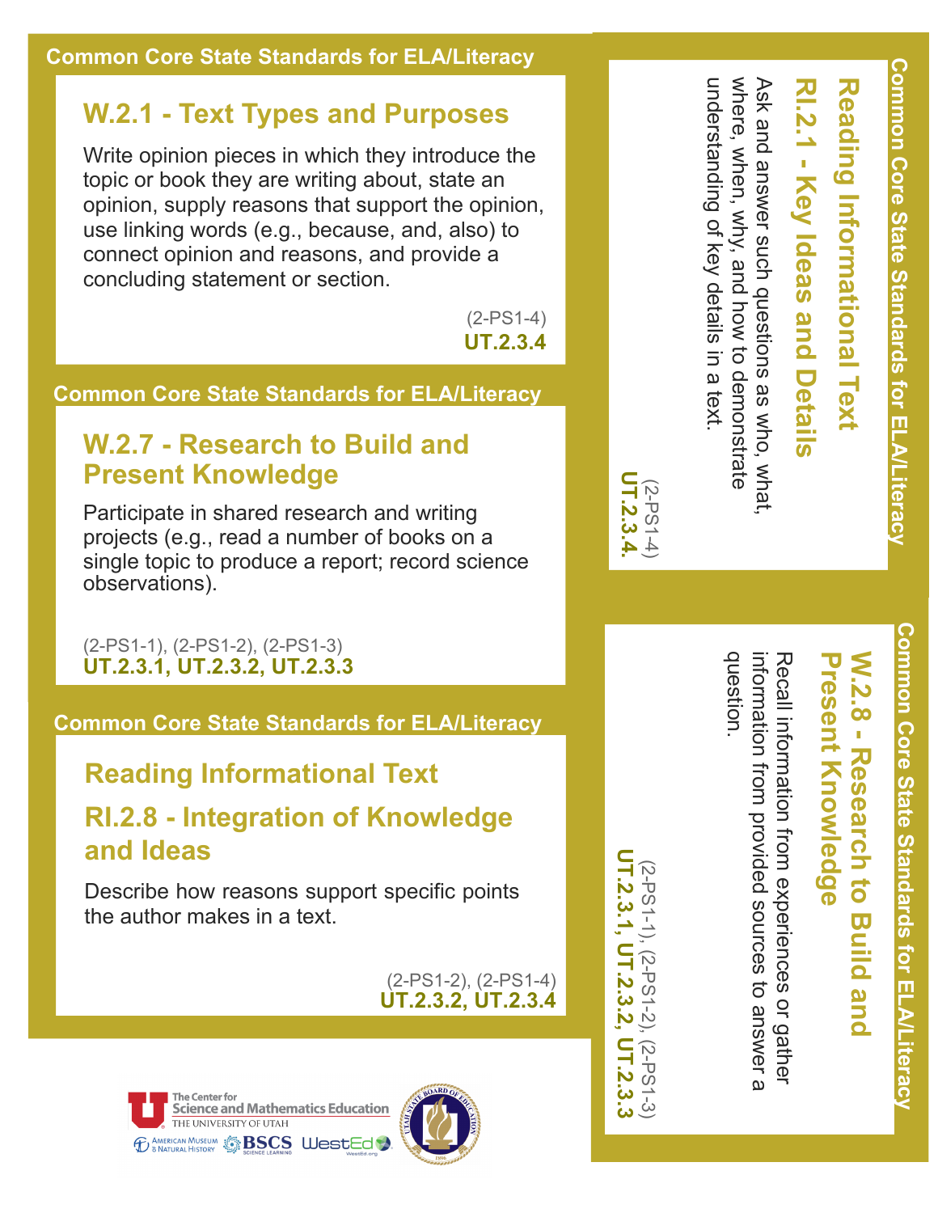Common Core State Standards for ELA/Literacy

### W.2.1 - Text Types and Purposes

Write opinion pieces in which they introduce the topic or book they are writing about, state an opinion, supply reasons that support the opinion, use linking words (e.g., because, and, also) to connect opinion and reasons, and provide a concluding statement or section.

(2-PS1-4)
**UT.2.3.4**

Common Core State Standards for ELA/Literacy

### W.2.7 - Research to Build and Present Knowledge

Participate in shared research and writing projects (e.g., read a number of books on a single topic to produce a report; record science observations).

(2-PS1-1), (2-PS1-2), (2-PS1-3)
**UT.2.3.1, UT.2.3.2, UT.2.3.3**

Common Core State Standards for ELA/Literacy

### Reading Informational Text

### RI.2.8 - Integration of Knowledge and Ideas

Describe how reasons support specific points the author makes in a text.

(2-PS1-2), (2-PS1-4)
**UT.2.3.2, UT.2.3.4**

Common Core State Standards for ELA/Literacy

### Reading Informational Text

### RI.2.1 - Key Ideas and Details

Ask and answer such questions as who, what, where, when, why, and how to demonstrate understanding of key details in a text.

(2-PS1-4)
**UT.2.3.4.**

Common Core State Standards for ELA/Literacy

### W.2.8 - Research to Build and Present Knowledge

Recall information from experiences or gather information from provided sources to answer a question.

(2-PS1-1), (2-PS1-2), (2-PS1-3)
**UT.2.3.1, UT.2.3.2, UT.2.3.3**

The Center for Science and Mathematics Education, The University of Utah
American Museum of Natural History · BSCS Science Learning · WestEd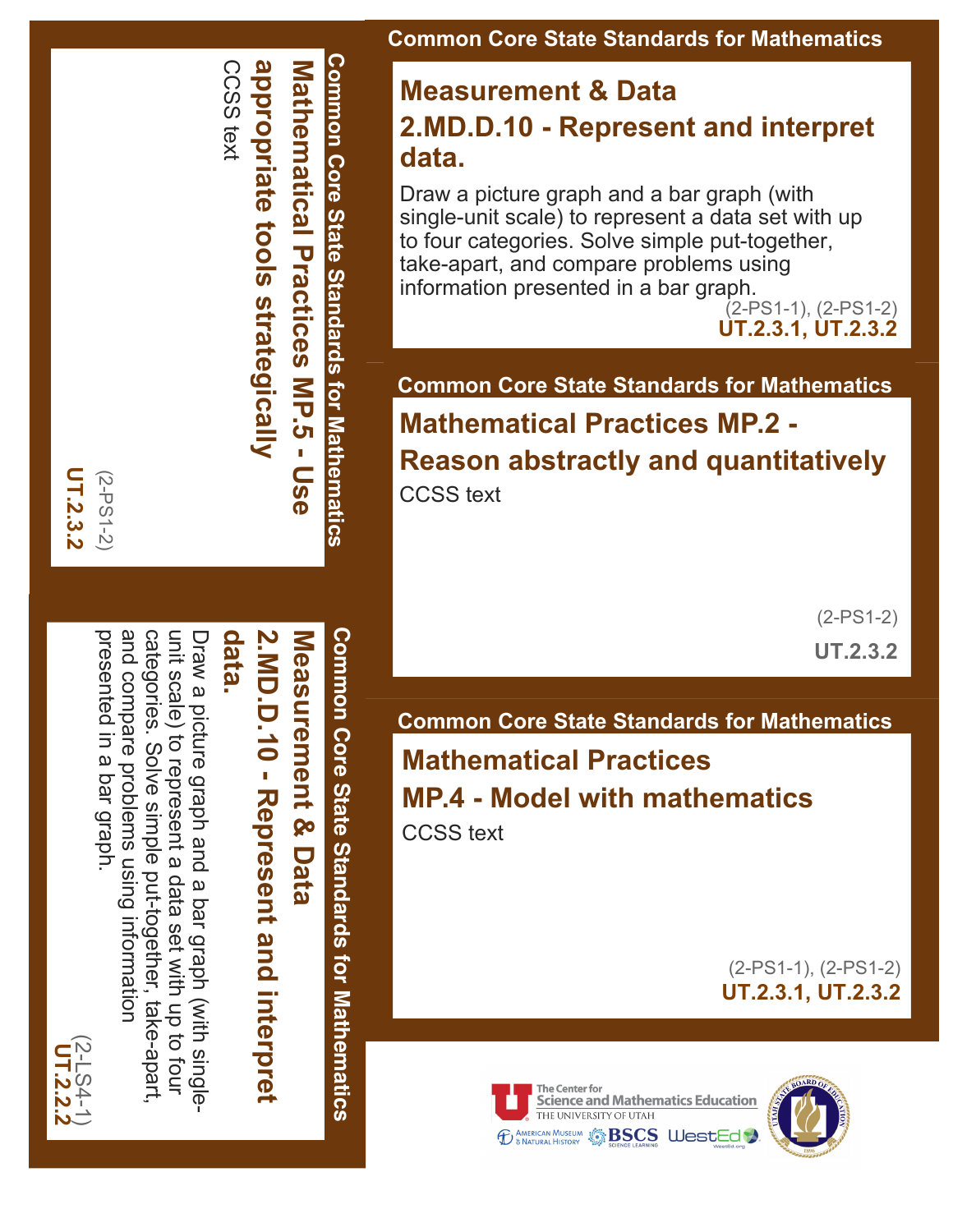## Common Core State Standards for Mathematics

### Measurement & Data
### 2.MD.D.10 - Represent and interpret data.

Draw a picture graph and a bar graph (with single-unit scale) to represent a data set with up to four categories. Solve simple put-together, take-apart, and compare problems using information presented in a bar graph.

(2-PS1-1), (2-PS1-2)
**UT.2.3.1, UT.2.3.2**

## Common Core State Standards for Mathematics

### Mathematical Practices MP.2 - Reason abstractly and quantitatively

CCSS text

(2-PS1-2)
**UT.2.3.2**

## Common Core State Standards for Mathematics

### Mathematical Practices MP.4 - Model with mathematics

CCSS text

(2-PS1-1), (2-PS1-2)
**UT.2.3.1, UT.2.3.2**

## Common Core State Standards for Mathematics

### Mathematical Practices MP.5 - Use appropriate tools strategically

CCSS text

(2-PS1-2)
**UT.2.3.2**

## Common Core State Standards for Mathematics

### Measurement & Data
### 2.MD.D.10 - Represent and interpret data.

Draw a picture graph and a bar graph (with single-unit scale) to represent a data set with up to four categories. Solve simple put-together, take-apart, and compare problems using information presented in a bar graph.

(2-LS4-1)
**UT.2.2.2**

The Center for Science and Mathematics Education, The University of Utah

American Museum of Natural History · BSCS Science Learning · WestEd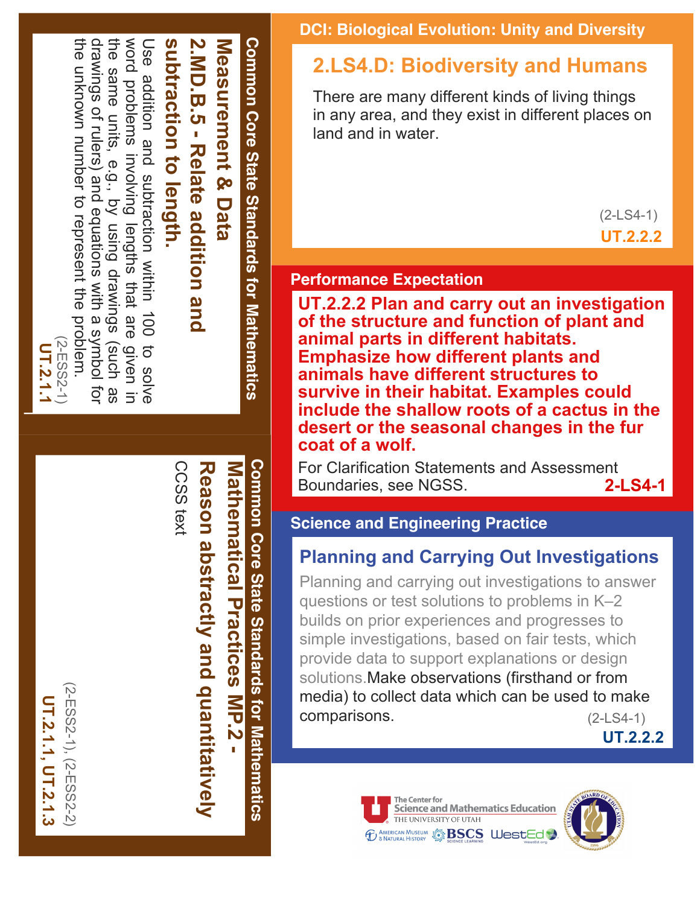## DCI: Biological Evolution: Unity and Diversity

### 2.LS4.D: Biodiversity and Humans

There are many different kinds of living things in any area, and they exist in different places on land and in water.

(2-LS4-1)
**UT.2.2.2**

## Performance Expectation

**UT.2.2.2 Plan and carry out an investigation of the structure and function of plant and animal parts in different habitats. Emphasize how different plants and animals have different structures to survive in their habitat. Examples could include the shallow roots of a cactus in the desert or the seasonal changes in the fur coat of a wolf.**

For Clarification Statements and Assessment Boundaries, see NGSS. **2-LS4-1**

## Science and Engineering Practice

### Planning and Carrying Out Investigations

Planning and carrying out investigations to answer questions or test solutions to problems in K–2 builds on prior experiences and progresses to simple investigations, based on fair tests, which provide data to support explanations or design solutions. Make observations (firsthand or from media) to collect data which can be used to make comparisons. (2-LS4-1)
**UT.2.2.2**

## Common Core State Standards for Mathematics

### Measurement & Data

### 2.MD.B.5 - Relate addition and subtraction to length.

Use addition and subtraction within 100 to solve word problems involving lengths that are given in the same units, e.g., by using drawings (such as drawings of rulers) and equations with a symbol for the unknown number to represent the problem.

(2-ESS2-1)
**UT.2.1.1**

## Common Core State Standards for Mathematics

### Mathematical Practices MP.2 - Reason abstractly and quantitatively

CCSS text

(2-ESS2-1), (2-ESS2-2)
**UT.2.1.1, UT.2.1.3**

The Center for Science and Mathematics Education, The University of Utah
American Museum of Natural History | BSCS Science Learning | WestEd
Utah State Board of Education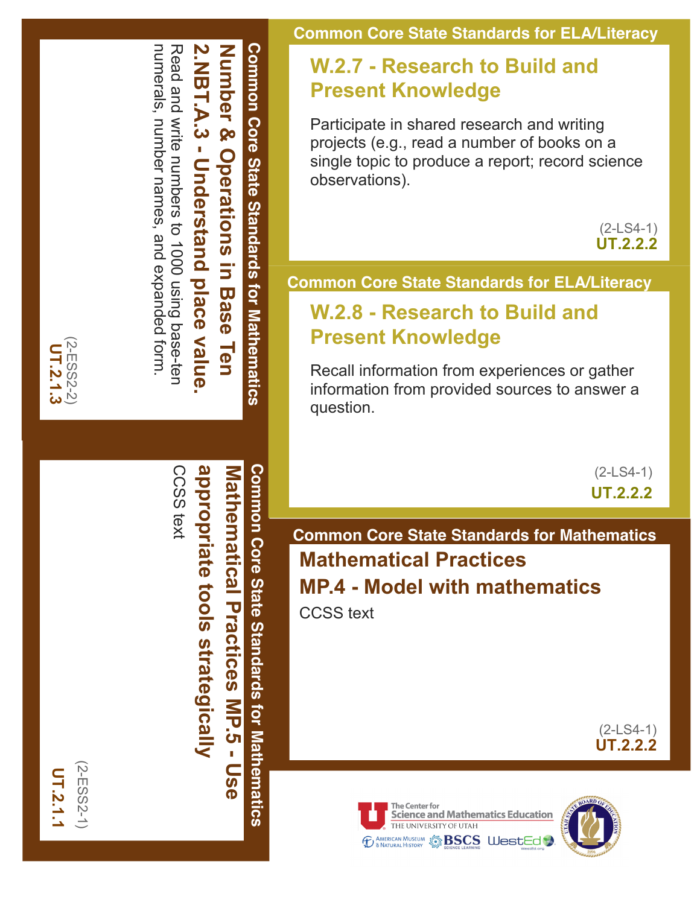## Common Core State Standards for Mathematics

### Number & Operations in Base Ten

### 2.NBT.A.3 - Understand place value.

Read and write numbers to 1000 using base-ten numerals, number names, and expanded form.

(2-ESS2-2)
**UT.2.1.3**

## Common Core State Standards for Mathematics

### Mathematical Practices MP.5 - Use appropriate tools strategically

CCSS text

(2-ESS2-1)
**UT.2.1.1**

## Common Core State Standards for ELA/Literacy

### W.2.7 - Research to Build and Present Knowledge

Participate in shared research and writing projects (e.g., read a number of books on a single topic to produce a report; record science observations).

(2-LS4-1)
**UT.2.2.2**

## Common Core State Standards for ELA/Literacy

### W.2.8 - Research to Build and Present Knowledge

Recall information from experiences or gather information from provided sources to answer a question.

(2-LS4-1)
**UT.2.2.2**

## Common Core State Standards for Mathematics

### Mathematical Practices

### MP.4 - Model with mathematics

CCSS text

(2-LS4-1)
**UT.2.2.2**

The Center for Science and Mathematics Education, The University of Utah
American Museum of Natural History · BSCS Science Learning · WestEd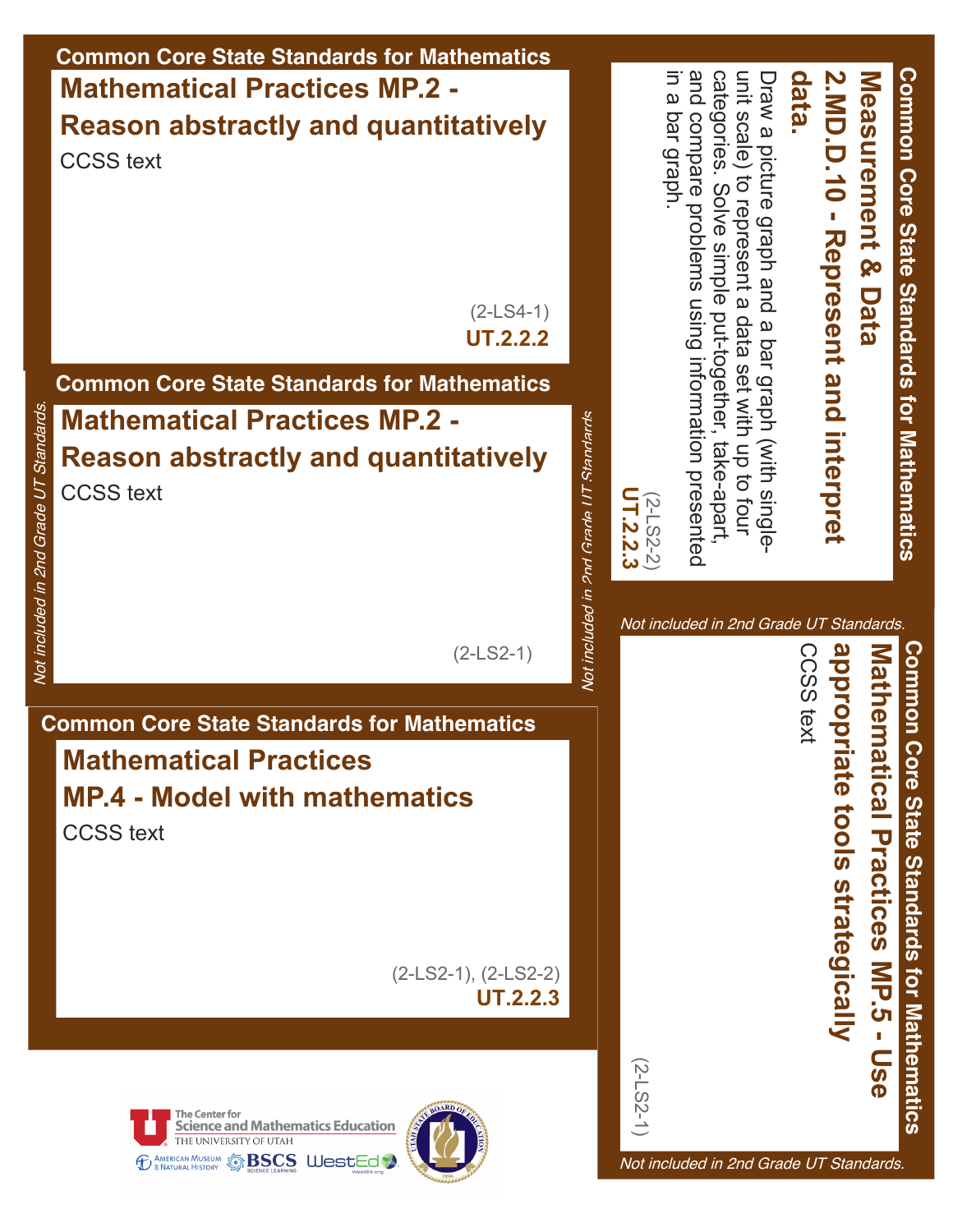## Common Core State Standards for Mathematics

### Mathematical Practices MP.2 - Reason abstractly and quantitatively

CCSS text

(2-LS4-1)
**UT.2.2.2**

## Common Core State Standards for Mathematics

### Mathematical Practices MP.2 - Reason abstractly and quantitatively

CCSS text

(2-LS2-1)

*Not included in 2nd Grade UT Standards.*

## Common Core State Standards for Mathematics

### Mathematical Practices MP.4 - Model with mathematics

CCSS text

(2-LS2-1), (2-LS2-2)
**UT.2.2.3**

## Common Core State Standards for Mathematics

### Measurement & Data 2.MD.D.10 - Represent and interpret data.

Draw a picture graph and a bar graph (with single-unit scale) to represent a data set with up to four categories. Solve simple put-together, take-apart, and compare problems using information presented in a bar graph.

(2-LS2-2)
**UT.2.2.3**

*Not included in 2nd Grade UT Standards.*

## Common Core State Standards for Mathematics

### Mathematical Practices MP.5 - Use appropriate tools strategically

CCSS text

(2-LS2-1)

*Not included in 2nd Grade UT Standards.*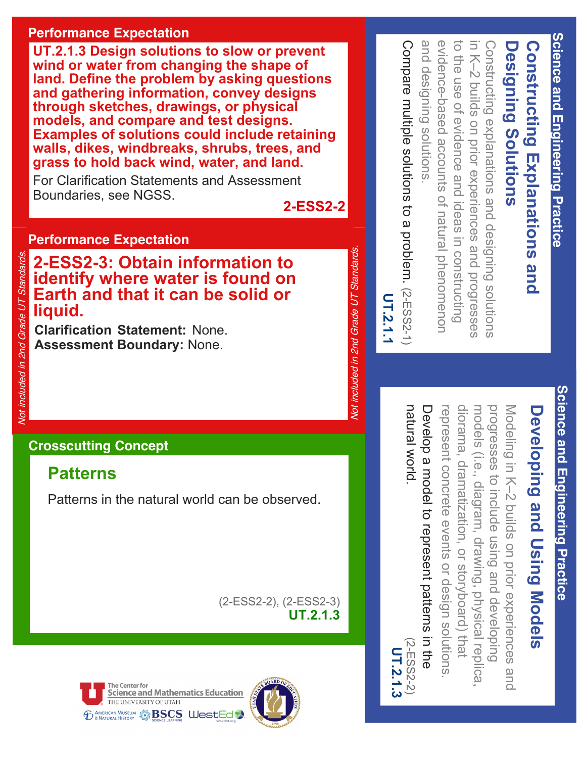## Performance Expectation

**UT.2.1.3 Design solutions to slow or prevent wind or water from changing the shape of land. Define the problem by asking questions and gathering information, convey designs through sketches, drawings, or physical models, and compare and test designs. Examples of solutions could include retaining walls, dikes, windbreaks, shrubs, trees, and grass to hold back wind, water, and land.**

For Clarification Statements and Assessment Boundaries, see NGSS.

**2-ESS2-2**

## Performance Expectation

*Not included in 2nd Grade UT Standards.*

**2-ESS2-3: Obtain information to identify where water is found on Earth and that it can be solid or liquid.**

**Clarification Statement:** None.
**Assessment Boundary:** None.

## Crosscutting Concept

### Patterns

Patterns in the natural world can be observed.

(2-ESS2-2), (2-ESS2-3)
**UT.2.1.3**

## Science and Engineering Practice

### Constructing Explanations and Designing Solutions

Constructing explanations and designing solutions in K–2 builds on prior experiences and progresses to the use of evidence and ideas in constructing evidence-based accounts of natural phenomenon and designing solutions.

Compare multiple solutions to a problem. (2-ESS2-1)
**UT.2.1.1**

## Science and Engineering Practice

### Developing and Using Models

Modeling in K–2 builds on prior experiences and progresses to include using and developing models (i.e., diagram, drawing, physical replica, diorama, dramatization, or storyboard) that represent concrete events or design solutions.

Develop a model to represent patterns in the natural world. (2-ESS2-2)
**UT.2.1.3**

The Center for Science and Mathematics Education, The University of Utah
American Museum of Natural History · BSCS Science Learning · WestEd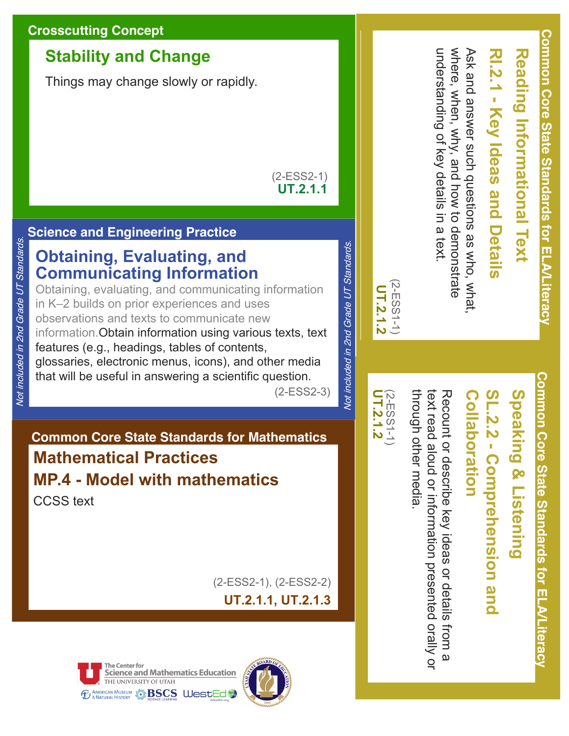## Crosscutting Concept

### Stability and Change

Things may change slowly or rapidly.

(2-ESS2-1)
**UT.2.1.1**

## Science and Engineering Practice

*Not included in 2nd Grade UT Standards.*

### Obtaining, Evaluating, and Communicating Information

Obtaining, evaluating, and communicating information in K–2 builds on prior experiences and uses observations and texts to communicate new information. Obtain information using various texts, text features (e.g., headings, tables of contents, glossaries, electronic menus, icons), and other media that will be useful in answering a scientific question.

(2-ESS2-3)

## Common Core State Standards for Mathematics

### Mathematical Practices

### MP.4 - Model with mathematics

CCSS text

(2-ESS2-1), (2-ESS2-2)
**UT.2.1.1, UT.2.1.3**

## Common Core State Standards for ELA/Literacy

### Reading Informational Text

### RI.2.1 - Key Ideas and Details

Ask and answer such questions as who, what, where, when, why, and how to demonstrate understanding of key details in a text.

(2-ESS1-1)
**UT.2.1.2**

## Common Core State Standards for ELA/Literacy

### Speaking & Listening

### SL.2.2 - Comprehension and Collaboration

Recount or describe key ideas or details from a text read aloud or information presented orally or through other media.

(2-ESS1-1)
**UT.2.1.2**

The Center for Science and Mathematics Education, The University of Utah
American Museum & Natural History · BSCS Science Learning · WestEd · Utah State Board of Education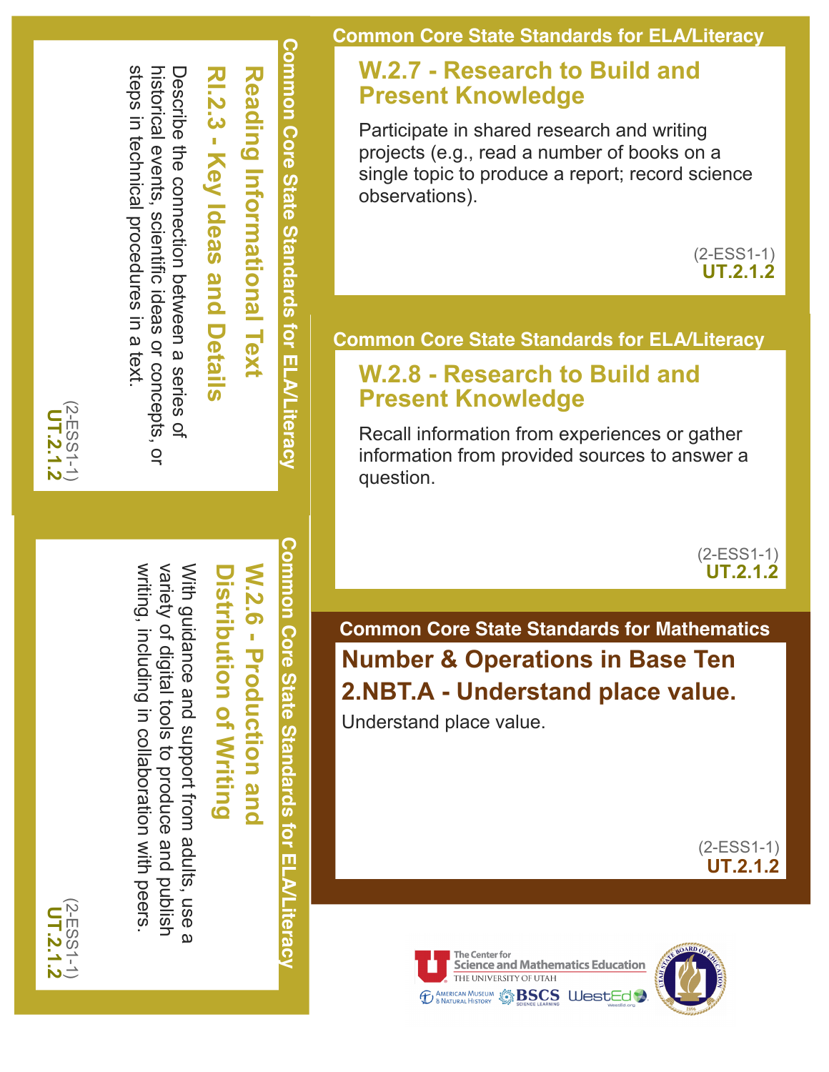## Common Core State Standards for ELA/Literacy

### Reading Informational Text

### RI.2.3 - Key Ideas and Details

Describe the connection between a series of historical events, scientific ideas or concepts, or steps in technical procedures in a text.

(2-ESS1-1)
**UT.2.1.2**

## Common Core State Standards for ELA/Literacy

### W.2.6 - Production and Distribution of Writing

With guidance and support from adults, use a variety of digital tools to produce and publish writing, including in collaboration with peers.

(2-ESS1-1)
**UT.2.1.2**

## Common Core State Standards for ELA/Literacy

### W.2.7 - Research to Build and Present Knowledge

Participate in shared research and writing projects (e.g., read a number of books on a single topic to produce a report; record science observations).

(2-ESS1-1)
**UT.2.1.2**

## Common Core State Standards for ELA/Literacy

### W.2.8 - Research to Build and Present Knowledge

Recall information from experiences or gather information from provided sources to answer a question.

(2-ESS1-1)
**UT.2.1.2**

## Common Core State Standards for Mathematics

### Number & Operations in Base Ten

### 2.NBT.A - Understand place value.

Understand place value.

(2-ESS1-1)
**UT.2.1.2**

The Center for Science and Mathematics Education, The University of Utah
American Museum & Natural History · BSCS Science Learning · WestEd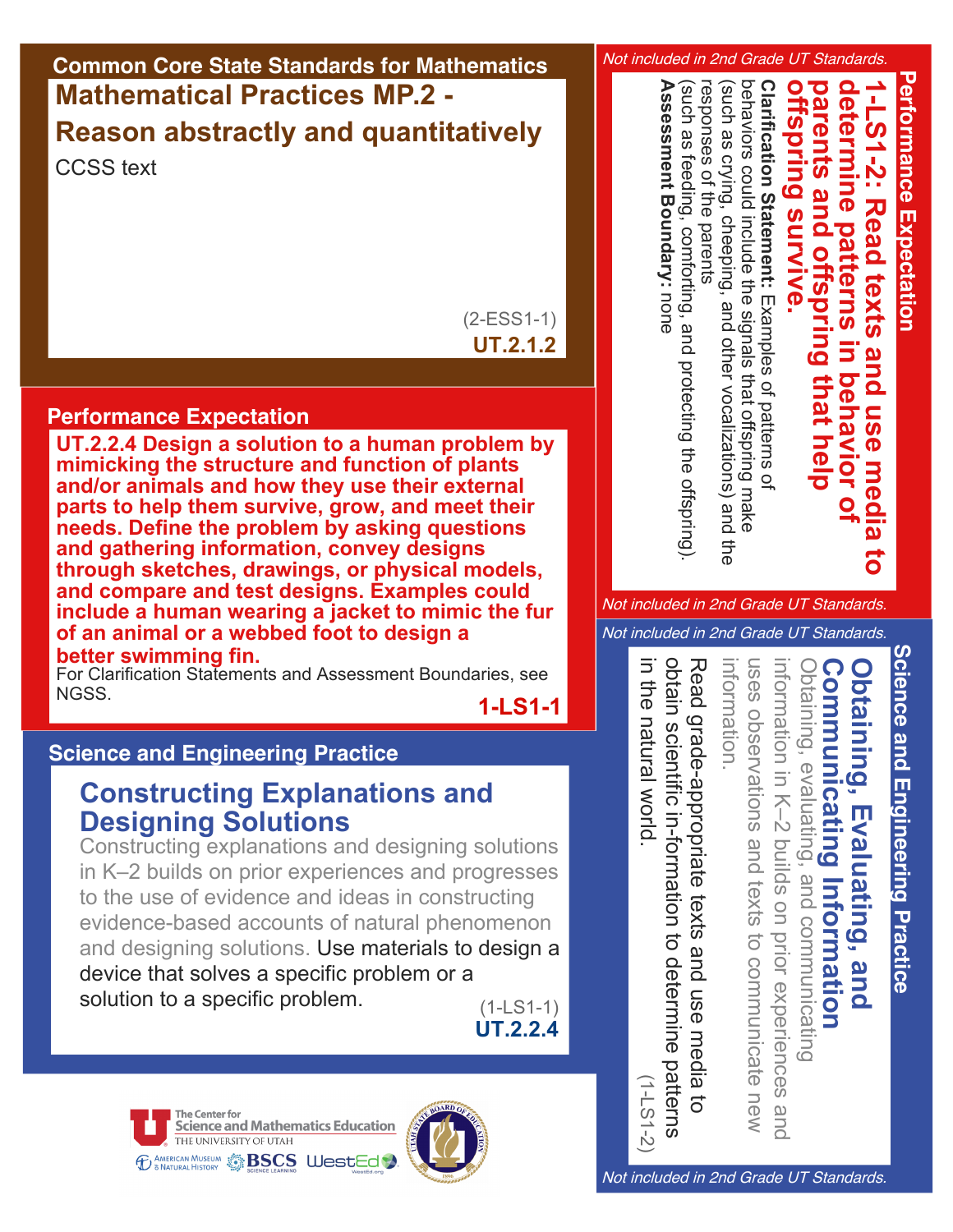## Common Core State Standards for Mathematics

### Mathematical Practices MP.2 - Reason abstractly and quantitatively

CCSS text

(2-ESS1-1)
**UT.2.1.2**

## Performance Expectation

**UT.2.2.4 Design a solution to a human problem by mimicking the structure and function of plants and/or animals and how they use their external parts to help them survive, grow, and meet their needs. Define the problem by asking questions and gathering information, convey designs through sketches, drawings, or physical models, and compare and test designs. Examples could include a human wearing a jacket to mimic the fur of an animal or a webbed foot to design a better swimming fin.**

For Clarification Statements and Assessment Boundaries, see NGSS.

**1-LS1-1**

## Science and Engineering Practice

### Constructing Explanations and Designing Solutions

Constructing explanations and designing solutions in K–2 builds on prior experiences and progresses to the use of evidence and ideas in constructing evidence-based accounts of natural phenomenon and designing solutions. Use materials to design a device that solves a specific problem or a solution to a specific problem.

(1-LS1-1)
**UT.2.2.4**

*Not included in 2nd Grade UT Standards.*

## Performance Expectation

**1-LS1-2: Read texts and use media to determine patterns in behavior of parents and offspring that help offspring survive.**

**Clarification Statement:** Examples of patterns of behaviors could include the signals that offspring make (such as crying, cheeping, and other vocalizations) and the responses of the parents (such as feeding, comforting, and protecting the offspring).

**Assessment Boundary:** none

*Not included in 2nd Grade UT Standards.*

*Not included in 2nd Grade UT Standards.*

## Science and Engineering Practice

### Obtaining, Evaluating, and Communicating Information

Obtaining, evaluating, and communicating information in K–2 builds on prior experiences and uses observations and texts to communicate new information.

Read grade-appropriate texts and use media to obtain scientific in-formation to determine patterns in the natural world.

(1-LS1-2)

*Not included in 2nd Grade UT Standards.*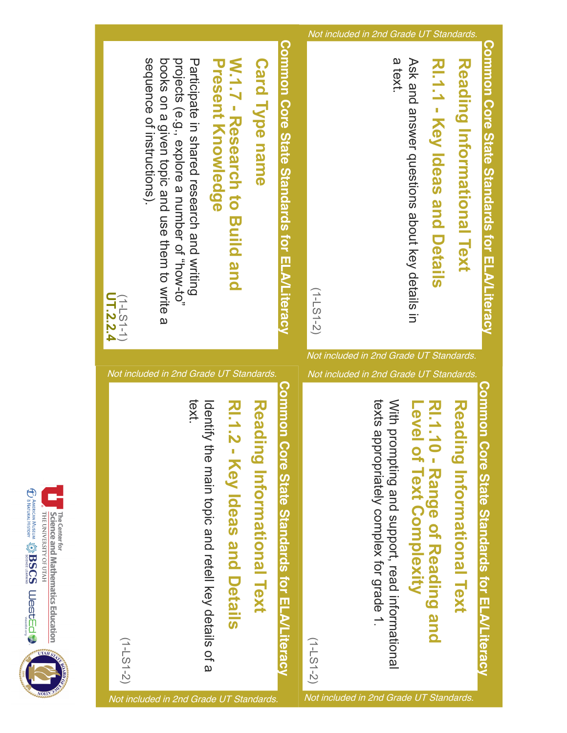## Common Core State Standards for ELA/Literacy

### Reading Informational Text

### RI.1.1 - Key Ideas and Details

Ask and answer questions about key details in a text.

(1-LS1-2)

*Not included in 2nd Grade UT Standards.*

## Common Core State Standards for ELA/Literacy

### Card Type name

### W.1.7 - Research to Build and Present Knowledge

Participate in shared research and writing projects (e.g., explore a number of "how-to" books on a given topic and use them to write a sequence of instructions).

(1-LS1-1)
**UT.2.2.4**

## Common Core State Standards for ELA/Literacy

### Reading Informational Text

### RI.1.10 - Range of Reading and Level of Text Complexity

With prompting and support, read informational texts appropriately complex for grade 1.

(1-LS1-2)

*Not included in 2nd Grade UT Standards.*

## Common Core State Standards for ELA/Literacy

### Reading Informational Text

### RI.1.2 - Key Ideas and Details

Identify the main topic and retell key details of a text.

(1-LS1-2)

*Not included in 2nd Grade UT Standards.*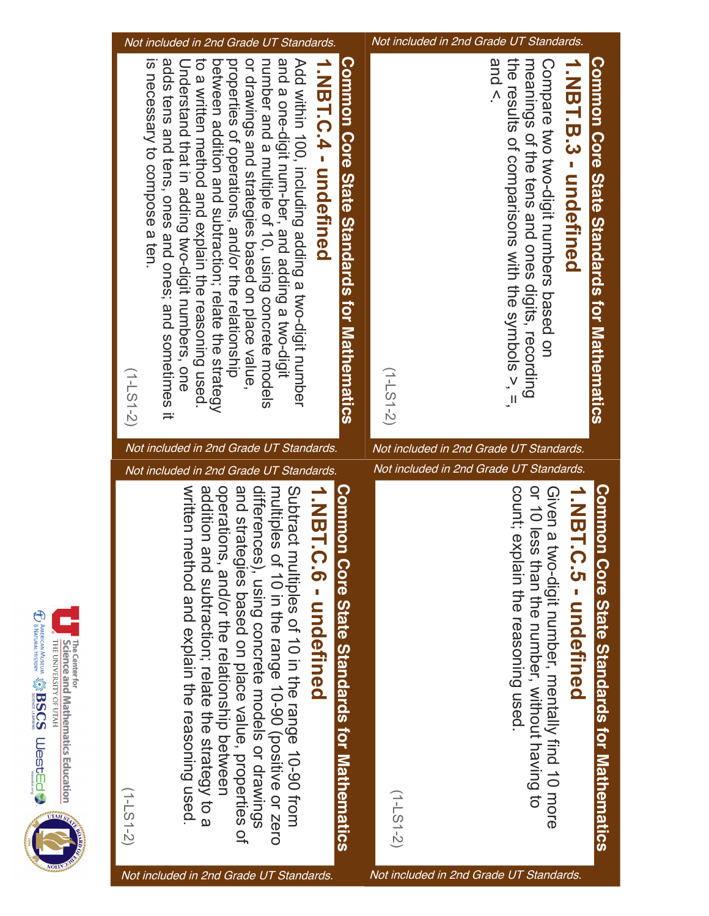## Common Core State Standards for Mathematics

### 1.NBT.B.3 - undefined

Compare two two-digit numbers based on meanings of the tens and ones digits, recording the results of comparisons with the symbols >, =, and <.

(1-LS1-2)

*Not included in 2nd Grade UT Standards.*

## Common Core State Standards for Mathematics

### 1.NBT.C.4 - undefined

Add within 100, including adding a two-digit number and a one-digit num-ber, and adding a two-digit number and a multiple of 10, using concrete models or drawings and strategies based on place value, properties of operations, and/or the relationship between addition and subtraction; relate the strategy to a written method and explain the reasoning used. Understand that in adding two-digit numbers, one adds tens and tens, ones and ones; and sometimes it is necessary to compose a ten.

(1-LS1-2)

*Not included in 2nd Grade UT Standards.*

## Common Core State Standards for Mathematics

### 1.NBT.C.5 - undefined

Given a two-digit number, mentally find 10 more or 10 less than the number, without having to count; explain the reasoning used.

(1-LS1-2)

*Not included in 2nd Grade UT Standards.*

## Common Core State Standards for Mathematics

### 1.NBT.C.6 - undefined

Subtract multiples of 10 in the range 10-90 from multiples of 10 in the range 10-90 (positive or zero differences), using concrete models or drawings and strategies based on place value, properties of operations, and/or the relationship between addition and subtraction; relate the strategy to a written method and explain the reasoning used.

(1-LS1-2)

*Not included in 2nd Grade UT Standards.*

The Center for Science and Mathematics Education, The University of Utah · American Museum of Natural History · BSCS Science Learning · WestEd · Utah State Board of Education